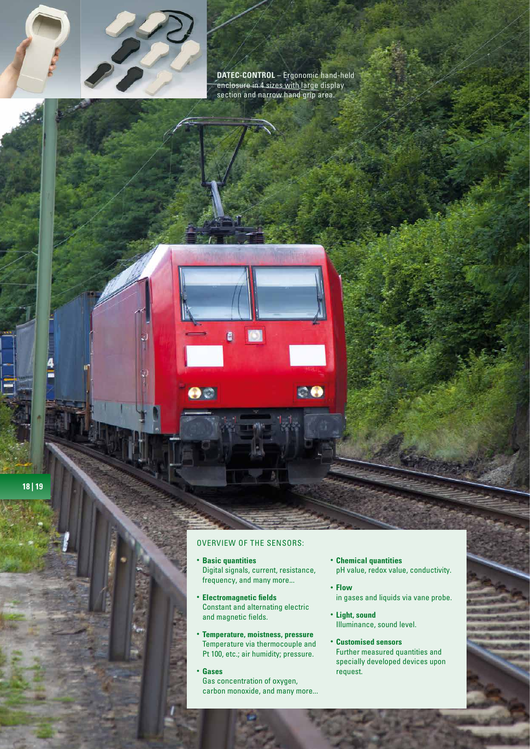**DATEC-CONTROL** – Ergonomic hand-held enclosure in 4 sizes with large display section and narrow hand grip area.

OVERVIEW OF THE SENSORS:

- **Basic quantities**
  Digital signals, current, resistance, frequency, and many more...
- **Electromagnetic fields**
  Constant and alternating electric and magnetic fields.
- **Temperature, moistness, pressure**
  Temperature via thermocouple and Pt 100, etc.; air humidity; pressure.
- **Gases**
  Gas concentration of oxygen, carbon monoxide, and many more...
- **Chemical quantities**
  pH value, redox value, conductivity.
- **Flow**
  in gases and liquids via vane probe.
- **Light, sound**
  Illuminance, sound level.
- **Customised sensors**
  Further measured quantities and specially developed devices upon request.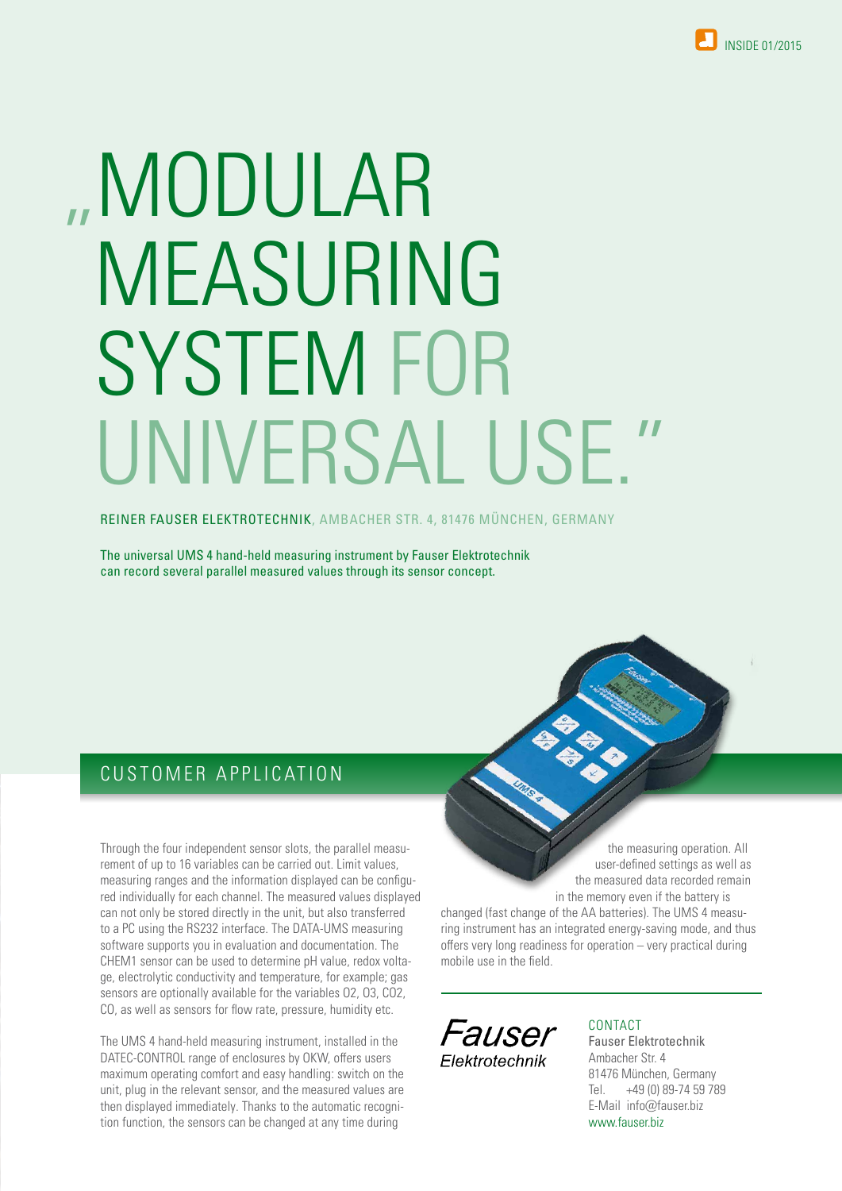# „MODULAR MEASURING SYSTEM FOR UNIVERSAL USE."

REINER FAUSER ELEKTROTECHNIK, AMBACHER STR. 4, 81476 MÜNCHEN, GERMANY

The universal UMS 4 hand-held measuring instrument by Fauser Elektrotechnik can record several parallel measured values through its sensor concept.

## CUSTOMER APPLICATION

Through the four independent sensor slots, the parallel measurement of up to 16 variables can be carried out. Limit values, measuring ranges and the information displayed can be configured individually for each channel. The measured values displayed can not only be stored directly in the unit, but also transferred to a PC using the RS232 interface. The DATA-UMS measuring software supports you in evaluation and documentation. The CHEM1 sensor can be used to determine pH value, redox voltage, electrolytic conductivity and temperature, for example; gas sensors are optionally available for the variables O2, O3, CO2, CO, as well as sensors for flow rate, pressure, humidity etc.

The UMS 4 hand-held measuring instrument, installed in the DATEC-CONTROL range of enclosures by OKW, offers users maximum operating comfort and easy handling: switch on the unit, plug in the relevant sensor, and the measured values are then displayed immediately. Thanks to the automatic recognition function, the sensors can be changed at any time during the measuring operation. All user-defined settings as well as the measured data recorded remain in the memory even if the battery is changed (fast change of the AA batteries). The UMS 4 measuring instrument has an integrated energy-saving mode, and thus offers very long readiness for operation – very practical during mobile use in the field.

Fauser Elektrotechnik

CONTACT
Fauser Elektrotechnik
Ambacher Str. 4
81476 München, Germany
Tel. +49 (0) 89-74 59 789
E-Mail info@fauser.biz
www.fauser.biz